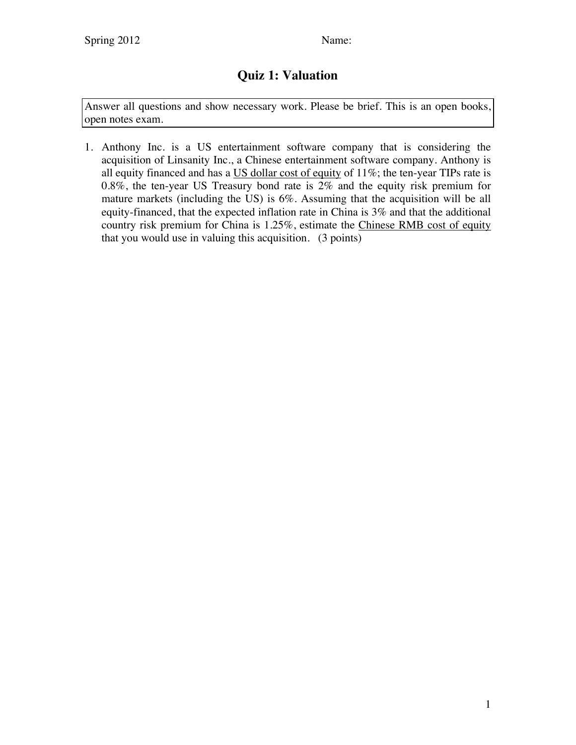Spring 2012 Name:

# Quiz 1: Valuation

Answer all questions and show necessary work. Please be brief. This is an open books, open notes exam.

1. Anthony Inc. is a US entertainment software company that is considering the acquisition of Linsanity Inc., a Chinese entertainment software company. Anthony is all equity financed and has a <u>US dollar cost of equity</u> of 11%; the ten-year TIPs rate is 0.8%, the ten-year US Treasury bond rate is 2% and the equity risk premium for mature markets (including the US) is 6%. Assuming that the acquisition will be all equity-financed, that the expected inflation rate in China is 3% and that the additional country risk premium for China is 1.25%, estimate the <u>Chinese RMB cost of equity</u> that you would use in valuing this acquisition. (3 points)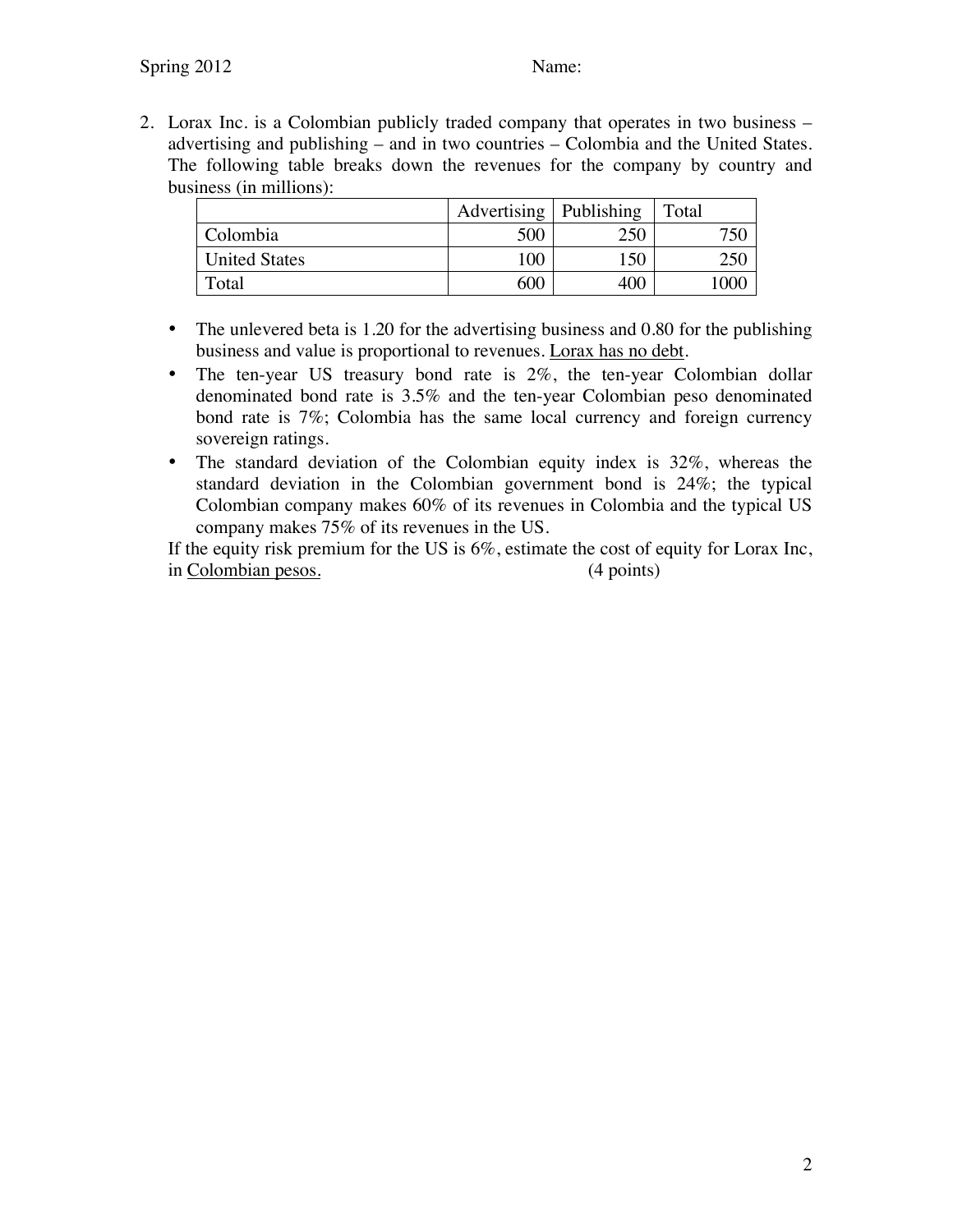2. Lorax Inc. is a Colombian publicly traded company that operates in two business – advertising and publishing – and in two countries – Colombia and the United States. The following table breaks down the revenues for the company by country and business (in millions):

| | Advertising | Publishing | Total |
|---|---|---|---|
| Colombia | 500 | 250 | 750 |
| United States | 100 | 150 | 250 |
| Total | 600 | 400 | 1000 |

- The unlevered beta is 1.20 for the advertising business and 0.80 for the publishing business and value is proportional to revenues. Lorax has no debt.
- The ten-year US treasury bond rate is 2%, the ten-year Colombian dollar denominated bond rate is 3.5% and the ten-year Colombian peso denominated bond rate is 7%; Colombia has the same local currency and foreign currency sovereign ratings.
- The standard deviation of the Colombian equity index is 32%, whereas the standard deviation in the Colombian government bond is 24%; the typical Colombian company makes 60% of its revenues in Colombia and the typical US company makes 75% of its revenues in the US.

If the equity risk premium for the US is 6%, estimate the cost of equity for Lorax Inc, in Colombian pesos. (4 points)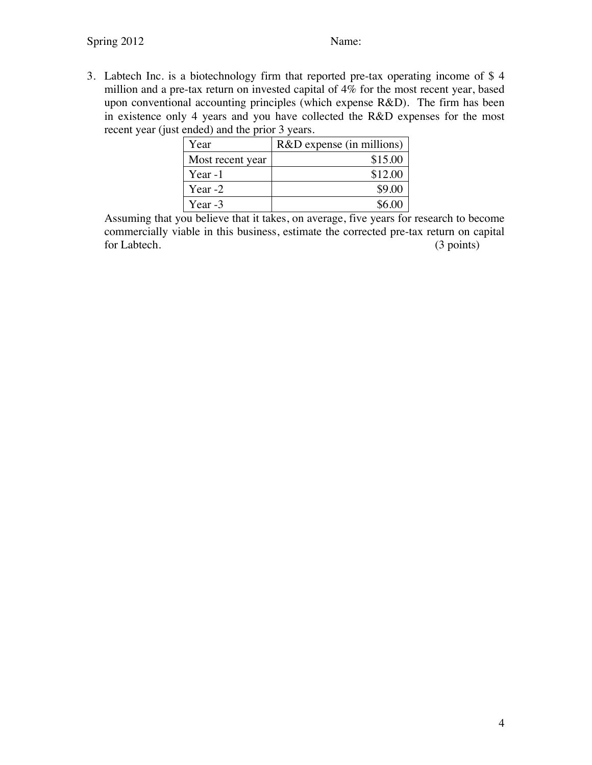3. Labtech Inc. is a biotechnology firm that reported pre-tax operating income of $ 4 million and a pre-tax return on invested capital of 4% for the most recent year, based upon conventional accounting principles (which expense R&D). The firm has been in existence only 4 years and you have collected the R&D expenses for the most recent year (just ended) and the prior 3 years.

| Year | R&D expense (in millions) |
|---|---|
| Most recent year | $15.00 |
| Year -1 | $12.00 |
| Year -2 | $9.00 |
| Year -3 | $6.00 |

Assuming that you believe that it takes, on average, five years for research to become commercially viable in this business, estimate the corrected pre-tax return on capital for Labtech. (3 points)